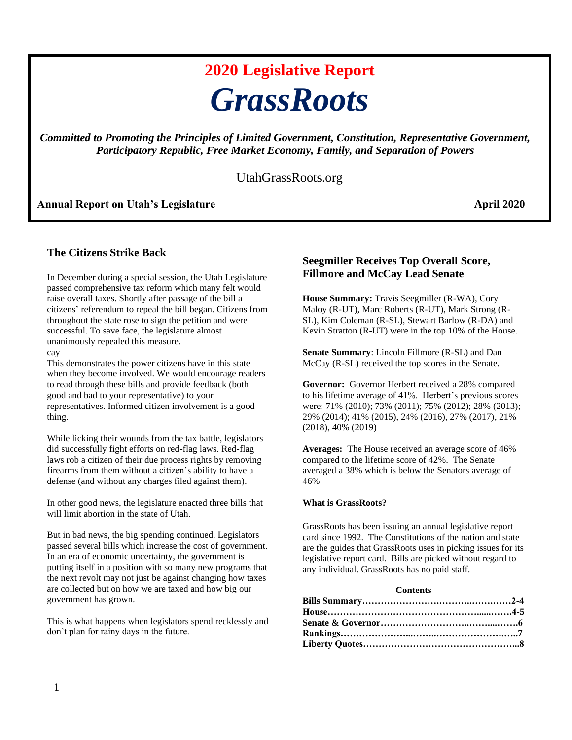# 2020 Legislative Report

# *GrassRoots*

***Committed to Promoting the Principles of Limited Government, Constitution, Representative Government, Participatory Republic, Free Market Economy, Family, and Separation of Powers***

UtahGrassRoots.org

**Annual Report on Utah's Legislature** **April 2020**

## The Citizens Strike Back

In December during a special session, the Utah Legislature passed comprehensive tax reform which many felt would raise overall taxes. Shortly after passage of the bill a citizens' referendum to repeal the bill began. Citizens from throughout the state rose to sign the petition and were successful. To save face, the legislature almost unanimously repealed this measure.
cay
This demonstrates the power citizens have in this state when they become involved. We would encourage readers to read through these bills and provide feedback (both good and bad to your representative) to your representatives. Informed citizen involvement is a good thing.

While licking their wounds from the tax battle, legislators did successfully fight efforts on red-flag laws. Red-flag laws rob a citizen of their due process rights by removing firearms from them without a citizen's ability to have a defense (and without any charges filed against them).

In other good news, the legislature enacted three bills that will limit abortion in the state of Utah.

But in bad news, the big spending continued. Legislators passed several bills which increase the cost of government. In an era of economic uncertainty, the government is putting itself in a position with so many new programs that the next revolt may not just be against changing how taxes are collected but on how we are taxed and how big our government has grown.

This is what happens when legislators spend recklessly and don't plan for rainy days in the future.

## Seegmiller Receives Top Overall Score, Fillmore and McCay Lead Senate

**House Summary:** Travis Seegmiller (R-WA), Cory Maloy (R-UT), Marc Roberts (R-UT), Mark Strong (R-SL), Kim Coleman (R-SL), Stewart Barlow (R-DA) and Kevin Stratton (R-UT) were in the top 10% of the House.

**Senate Summary**: Lincoln Fillmore (R-SL) and Dan McCay (R-SL) received the top scores in the Senate.

**Governor:** Governor Herbert received a 28% compared to his lifetime average of 41%. Herbert's previous scores were: 71% (2010); 73% (2011); 75% (2012); 28% (2013); 29% (2014); 41% (2015), 24% (2016), 27% (2017), 21% (2018), 40% (2019)

**Averages:** The House received an average score of 46% compared to the lifetime score of 42%. The Senate averaged a 38% which is below the Senators average of 46%

**What is GrassRoots?**

GrassRoots has been issuing an annual legislative report card since 1992. The Constitutions of the nation and state are the guides that GrassRoots uses in picking issues for its legislative report card. Bills are picked without regard to any individual. GrassRoots has no paid staff.

**Contents**

**Bills Summary……………………………………………2-4**
**House…………………………………………………….4-5**
**Senate & Governor……………………………………….6**
**Rankings…………………………………………………..7**
**Liberty Quotes…………………………………………...8**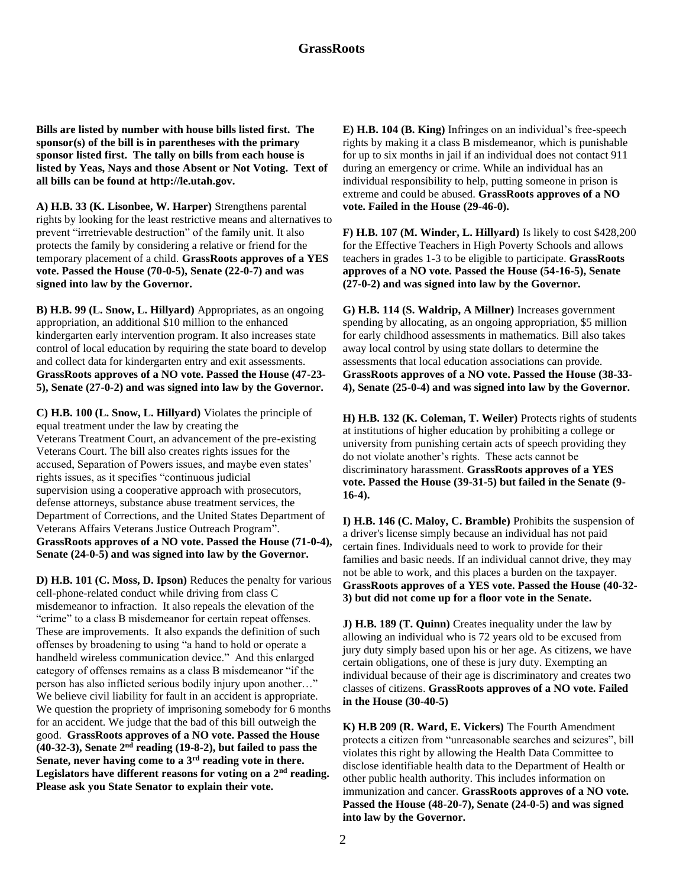## GrassRoots

**Bills are listed by number with house bills listed first. The sponsor(s) of the bill is in parentheses with the primary sponsor listed first. The tally on bills from each house is listed by Yeas, Nays and those Absent or Not Voting. Text of all bills can be found at http://le.utah.gov.**

**A) H.B. 33 (K. Lisonbee, W. Harper)** Strengthens parental rights by looking for the least restrictive means and alternatives to prevent "irretrievable destruction" of the family unit. It also protects the family by considering a relative or friend for the temporary placement of a child. **GrassRoots approves of a YES vote. Passed the House (70-0-5), Senate (22-0-7) and was signed into law by the Governor.**

**B) H.B. 99 (L. Snow, L. Hillyard)** Appropriates, as an ongoing appropriation, an additional $10 million to the enhanced kindergarten early intervention program. It also increases state control of local education by requiring the state board to develop and collect data for kindergarten entry and exit assessments. **GrassRoots approves of a NO vote. Passed the House (47-23-5), Senate (27-0-2) and was signed into law by the Governor.**

**C) H.B. 100 (L. Snow, L. Hillyard)** Violates the principle of equal treatment under the law by creating the Veterans Treatment Court, an advancement of the pre-existing Veterans Court. The bill also creates rights issues for the accused, Separation of Powers issues, and maybe even states' rights issues, as it specifies "continuous judicial supervision using a cooperative approach with prosecutors, defense attorneys, substance abuse treatment services, the Department of Corrections, and the United States Department of Veterans Affairs Veterans Justice Outreach Program". **GrassRoots approves of a NO vote. Passed the House (71-0-4), Senate (24-0-5) and was signed into law by the Governor.**

**D) H.B. 101 (C. Moss, D. Ipson)** Reduces the penalty for various cell-phone-related conduct while driving from class C misdemeanor to infraction. It also repeals the elevation of the "crime" to a class B misdemeanor for certain repeat offenses. These are improvements. It also expands the definition of such offenses by broadening to using "a hand to hold or operate a handheld wireless communication device." And this enlarged category of offenses remains as a class B misdemeanor "if the person has also inflicted serious bodily injury upon another…" We believe civil liability for fault in an accident is appropriate. We question the propriety of imprisoning somebody for 6 months for an accident. We judge that the bad of this bill outweigh the good. **GrassRoots approves of a NO vote. Passed the House (40-32-3), Senate 2nd reading (19-8-2), but failed to pass the Senate, never having come to a 3rd reading vote in there. Legislators have different reasons for voting on a 2nd reading. Please ask you State Senator to explain their vote.**

**E) H.B. 104 (B. King)** Infringes on an individual's free-speech rights by making it a class B misdemeanor, which is punishable for up to six months in jail if an individual does not contact 911 during an emergency or crime. While an individual has an individual responsibility to help, putting someone in prison is extreme and could be abused. **GrassRoots approves of a NO vote. Failed in the House (29-46-0).**

**F) H.B. 107 (M. Winder, L. Hillyard)** Is likely to cost $428,200 for the Effective Teachers in High Poverty Schools and allows teachers in grades 1-3 to be eligible to participate. **GrassRoots approves of a NO vote. Passed the House (54-16-5), Senate (27-0-2) and was signed into law by the Governor.**

**G) H.B. 114 (S. Waldrip, A Millner)** Increases government spending by allocating, as an ongoing appropriation, $5 million for early childhood assessments in mathematics. Bill also takes away local control by using state dollars to determine the assessments that local education associations can provide. **GrassRoots approves of a NO vote. Passed the House (38-33-4), Senate (25-0-4) and was signed into law by the Governor.**

**H) H.B. 132 (K. Coleman, T. Weiler)** Protects rights of students at institutions of higher education by prohibiting a college or university from punishing certain acts of speech providing they do not violate another's rights. These acts cannot be discriminatory harassment. **GrassRoots approves of a YES vote. Passed the House (39-31-5) but failed in the Senate (9-16-4).**

**I) H.B. 146 (C. Maloy, C. Bramble)** Prohibits the suspension of a driver's license simply because an individual has not paid certain fines. Individuals need to work to provide for their families and basic needs. If an individual cannot drive, they may not be able to work, and this places a burden on the taxpayer. **GrassRoots approves of a YES vote. Passed the House (40-32-3) but did not come up for a floor vote in the Senate.**

**J) H.B. 189 (T. Quinn)** Creates inequality under the law by allowing an individual who is 72 years old to be excused from jury duty simply based upon his or her age. As citizens, we have certain obligations, one of these is jury duty. Exempting an individual because of their age is discriminatory and creates two classes of citizens. **GrassRoots approves of a NO vote. Failed in the House (30-40-5)**

**K) H.B 209 (R. Ward, E. Vickers)** The Fourth Amendment protects a citizen from "unreasonable searches and seizures", bill violates this right by allowing the Health Data Committee to disclose identifiable health data to the Department of Health or other public health authority. This includes information on immunization and cancer. **GrassRoots approves of a NO vote. Passed the House (48-20-7), Senate (24-0-5) and was signed into law by the Governor.**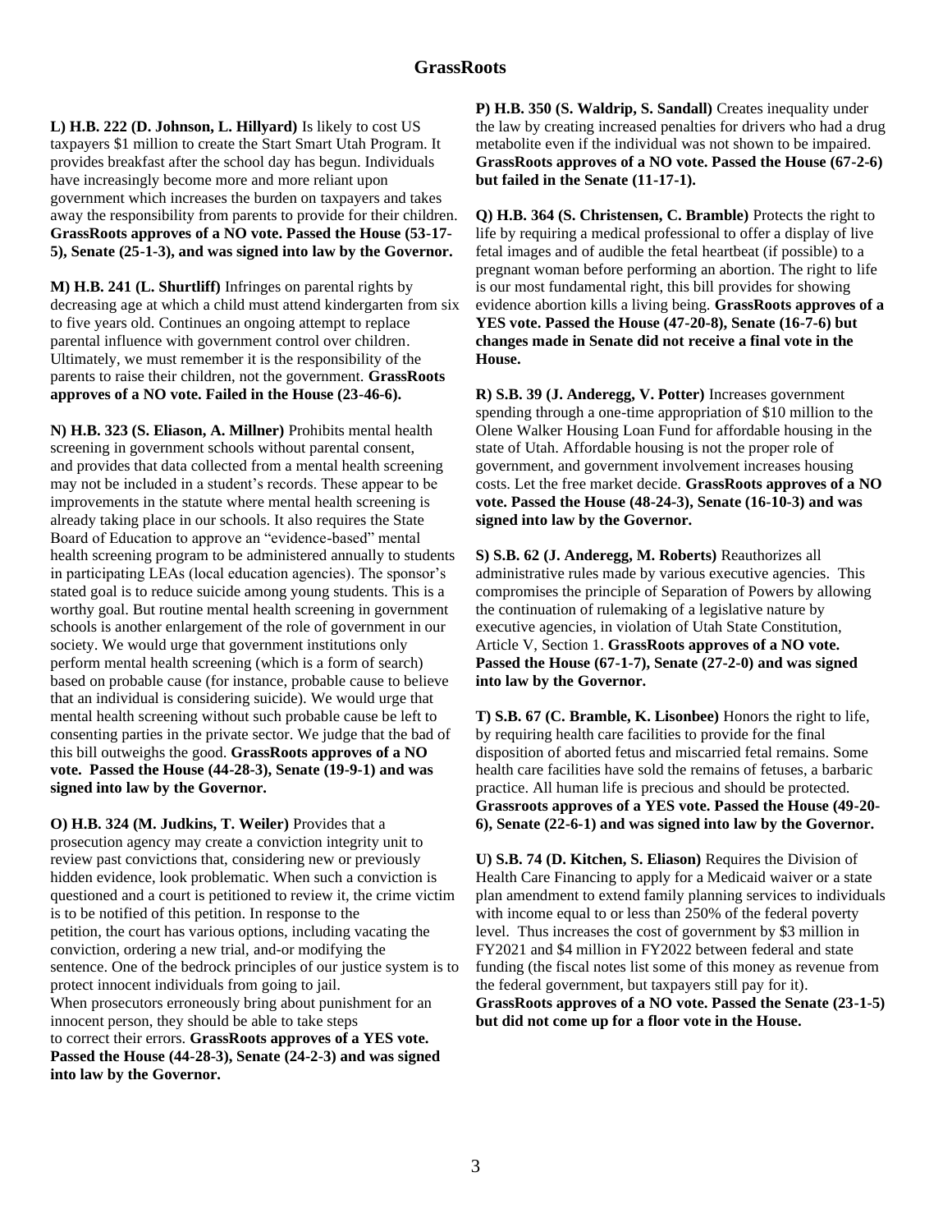**L) H.B. 222 (D. Johnson, L. Hillyard)** Is likely to cost US taxpayers $1 million to create the Start Smart Utah Program. It provides breakfast after the school day has begun. Individuals have increasingly become more and more reliant upon government which increases the burden on taxpayers and takes away the responsibility from parents to provide for their children. **GrassRoots approves of a NO vote. Passed the House (53-17-5), Senate (25-1-3), and was signed into law by the Governor.**

**M) H.B. 241 (L. Shurtliff)** Infringes on parental rights by decreasing age at which a child must attend kindergarten from six to five years old. Continues an ongoing attempt to replace parental influence with government control over children. Ultimately, we must remember it is the responsibility of the parents to raise their children, not the government. **GrassRoots approves of a NO vote. Failed in the House (23-46-6).**

**N) H.B. 323 (S. Eliason, A. Millner)** Prohibits mental health screening in government schools without parental consent, and provides that data collected from a mental health screening may not be included in a student's records. These appear to be improvements in the statute where mental health screening is already taking place in our schools. It also requires the State Board of Education to approve an "evidence-based" mental health screening program to be administered annually to students in participating LEAs (local education agencies). The sponsor's stated goal is to reduce suicide among young students. This is a worthy goal. But routine mental health screening in government schools is another enlargement of the role of government in our society. We would urge that government institutions only perform mental health screening (which is a form of search) based on probable cause (for instance, probable cause to believe that an individual is considering suicide). We would urge that mental health screening without such probable cause be left to consenting parties in the private sector. We judge that the bad of this bill outweighs the good. **GrassRoots approves of a NO vote. Passed the House (44-28-3), Senate (19-9-1) and was signed into law by the Governor.**

**O) H.B. 324 (M. Judkins, T. Weiler)** Provides that a prosecution agency may create a conviction integrity unit to review past convictions that, considering new or previously hidden evidence, look problematic. When such a conviction is questioned and a court is petitioned to review it, the crime victim is to be notified of this petition. In response to the petition, the court has various options, including vacating the conviction, ordering a new trial, and-or modifying the sentence. One of the bedrock principles of our justice system is to protect innocent individuals from going to jail. When prosecutors erroneously bring about punishment for an innocent person, they should be able to take steps to correct their errors. **GrassRoots approves of a YES vote. Passed the House (44-28-3), Senate (24-2-3) and was signed into law by the Governor.**

**P) H.B. 350 (S. Waldrip, S. Sandall)** Creates inequality under the law by creating increased penalties for drivers who had a drug metabolite even if the individual was not shown to be impaired. **GrassRoots approves of a NO vote. Passed the House (67-2-6) but failed in the Senate (11-17-1).**

**Q) H.B. 364 (S. Christensen, C. Bramble)** Protects the right to life by requiring a medical professional to offer a display of live fetal images and of audible the fetal heartbeat (if possible) to a pregnant woman before performing an abortion. The right to life is our most fundamental right, this bill provides for showing evidence abortion kills a living being. **GrassRoots approves of a YES vote. Passed the House (47-20-8), Senate (16-7-6) but changes made in Senate did not receive a final vote in the House.**

**R) S.B. 39 (J. Anderegg, V. Potter)** Increases government spending through a one-time appropriation of $10 million to the Olene Walker Housing Loan Fund for affordable housing in the state of Utah. Affordable housing is not the proper role of government, and government involvement increases housing costs. Let the free market decide. **GrassRoots approves of a NO vote. Passed the House (48-24-3), Senate (16-10-3) and was signed into law by the Governor.**

**S) S.B. 62 (J. Anderegg, M. Roberts)** Reauthorizes all administrative rules made by various executive agencies. This compromises the principle of Separation of Powers by allowing the continuation of rulemaking of a legislative nature by executive agencies, in violation of Utah State Constitution, Article V, Section 1. **GrassRoots approves of a NO vote. Passed the House (67-1-7), Senate (27-2-0) and was signed into law by the Governor.**

**T) S.B. 67 (C. Bramble, K. Lisonbee)** Honors the right to life, by requiring health care facilities to provide for the final disposition of aborted fetus and miscarried fetal remains. Some health care facilities have sold the remains of fetuses, a barbaric practice. All human life is precious and should be protected. **Grassroots approves of a YES vote. Passed the House (49-20-6), Senate (22-6-1) and was signed into law by the Governor.**

**U) S.B. 74 (D. Kitchen, S. Eliason)** Requires the Division of Health Care Financing to apply for a Medicaid waiver or a state plan amendment to extend family planning services to individuals with income equal to or less than 250% of the federal poverty level. Thus increases the cost of government by $3 million in FY2021 and $4 million in FY2022 between federal and state funding (the fiscal notes list some of this money as revenue from the federal government, but taxpayers still pay for it). **GrassRoots approves of a NO vote. Passed the Senate (23-1-5) but did not come up for a floor vote in the House.**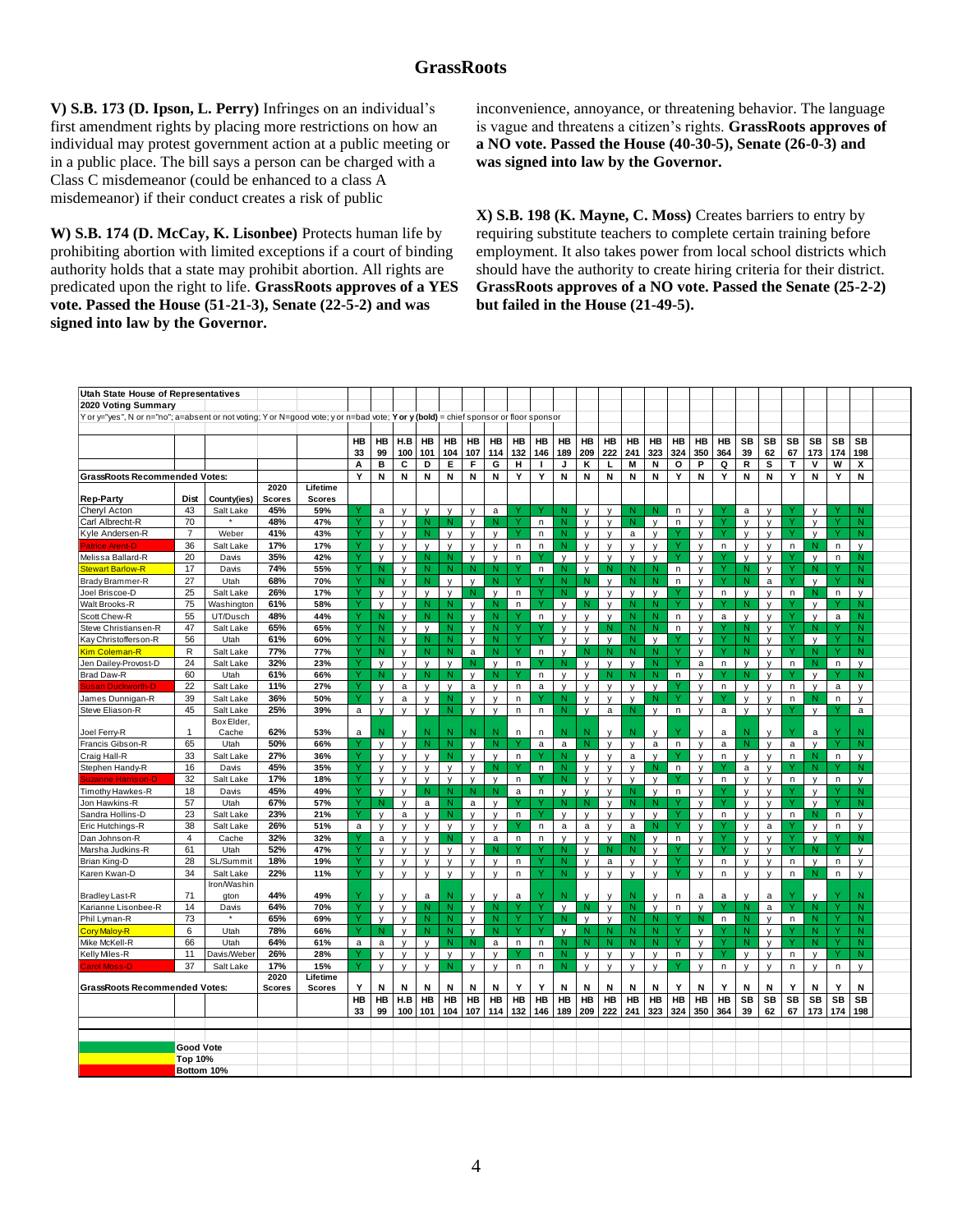**V) S.B. 173 (D. Ipson, L. Perry)** Infringes on an individual's first amendment rights by placing more restrictions on how an individual may protest government action at a public meeting or in a public place. The bill says a person can be charged with a Class C misdemeanor (could be enhanced to a class A misdemeanor) if their conduct creates a risk of public inconvenience, annoyance, or threatening behavior. The language is vague and threatens a citizen's rights. **GrassRoots approves of a NO vote. Passed the House (40-30-5), Senate (26-0-3) and was signed into law by the Governor.**

**W) S.B. 174 (D. McCay, K. Lisonbee)** Protects human life by prohibiting abortion with limited exceptions if a court of binding authority holds that a state may prohibit abortion. All rights are predicated upon the right to life. **GrassRoots approves of a YES vote. Passed the House (51-21-3), Senate (22-5-2) and was signed into law by the Governor.**

**X) S.B. 198 (K. Mayne, C. Moss)** Creates barriers to entry by requiring substitute teachers to complete certain training before employment. It also takes power from local school districts which should have the authority to create hiring criteria for their district. **GrassRoots approves of a NO vote. Passed the Senate (25-2-2) but failed in the House (21-49-5).**

**Utah State House of Representatives**
**2020 Voting Summary**
Y or y="yes", N or n="no"; a=absent or not voting; Y or N=good vote; y or n=bad vote; **Y or y (bold)** = chief sponsor or floor sponsor

| | | | | | HB 33 | HB 99 | H.B 100 | HB 101 | HB 104 | HB 107 | HB 114 | HB 132 | HB 146 | HB 189 | HB 209 | HB 222 | HB 241 | HB 323 | HB 324 | HB 350 | HB 364 | SB 39 | SB 62 | SB 67 | SB 173 | SB 174 | SB 198 |
|---|---|---|---|---|---|---|---|---|---|---|---|---|---|---|---|---|---|---|---|---|---|---|---|---|---|---|---|
| | | | | | A | B | C | D | E | F | G | H | I | J | K | L | M | N | O | P | Q | R | S | T | V | W | X |
| **GrassRoots Recommended Votes:** | | | | | Y | N | N | N | N | N | N | Y | Y | N | N | N | N | N | Y | N | Y | N | N | Y | N | Y | N |
| **Rep-Party** | **Dist** | **County(ies)** | **2020 Scores** | **Lifetime Scores** | | | | | | | | | | | | | | | | | | | | | | | |
| Cheryl Acton | 43 | Salt Lake | 45% | 59% | Y | a | y | y | y | y | a | Y | Y | N | y | y | N | N | n | y | Y | a | y | Y | y | Y | N |
| Carl Albrecht-R | 70 | * | 48% | 47% | Y | y | y | N | N | y | N | Y | n | N | y | y | N | y | n | y | Y | y | y | Y | y | Y | N |
| Kyle Andersen-R | 7 | Weber | 41% | 43% | Y | y | y | N | y | y | y | Y | n | N | y | y | a | y | Y | y | Y | y | y | Y | y | Y | N |
| Patrice Arent-D | 36 | Salt Lake | 17% | 17% | Y | y | y | y | y | y | y | n | n | N | y | y | y | y | Y | y | n | y | y | n | N | n | y |
| Melissa Ballard-R | 20 | Davis | 35% | 42% | Y | y | y | N | N | y | N | n | Y | y | y | y | y | y | Y | y | Y | y | y | Y | y | n | N |
| Stewart Barlow-R | 17 | Davis | 74% | 55% | Y | N | y | N | N | N | N | Y | n | N | y | N | N | N | n | y | Y | N | y | Y | N | Y | N |
| Brady Brammer-R | 27 | Utah | 68% | 70% | Y | N | y | N | y | y | N | Y | Y | N | N | y | N | N | n | y | Y | N | a | Y | y | Y | N |
| Joel Briscoe-D | 25 | Salt Lake | 26% | 17% | Y | y | y | y | y | N | y | n | Y | N | y | y | y | y | Y | y | n | y | y | n | N | n | y |
| Walt Brooks-R | 75 | Washington | 61% | 58% | Y | y | y | N | N | y | N | n | Y | y | N | y | N | N | Y | y | Y | N | y | Y | y | Y | N |
| Scott Chew-R | 55 | UT/Dusch | 48% | 44% | Y | N | y | N | N | y | N | Y | n | y | y | y | N | N | n | y | a | y | y | Y | y | a | N |
| Steve Christiansen-R | 47 | Salt Lake | 65% | 65% | Y | N | y | y | N | y | N | Y | Y | y | y | N | N | N | n | y | Y | N | y | Y | N | Y | N |
| Kay Christofferson-R | 56 | Utah | 61% | 60% | Y | N | y | N | N | y | N | Y | Y | y | y | y | N | y | Y | y | Y | N | y | Y | y | Y | N |
| Kim Coleman-R | R | Salt Lake | 77% | 77% | Y | N | y | N | N | a | N | Y | n | y | N | N | N | N | Y | y | Y | N | y | Y | N | Y | N |
| Jen Dailey-Provost-D | 24 | Salt Lake | 32% | 23% | Y | y | y | y | y | N | y | n | Y | N | y | y | y | N | Y | a | n | y | y | n | N | n | y |
| Brad Daw-R | 60 | Utah | 61% | 66% | Y | N | y | N | N | y | N | Y | n | y | y | N | N | N | n | y | Y | N | y | Y | y | Y | N |
| Susan Duckworth-D | 22 | Salt Lake | 11% | 27% | Y | y | a | y | y | a | y | n | a | y | y | y | y | y | Y | y | n | y | y | n | y | a | y |
| James Dunnigan-R | 39 | Salt Lake | 36% | 50% | Y | y | a | y | N | y | y | n | Y | N | y | y | y | N | Y | y | Y | y | y | n | N | n | y |
| Steve Eliason-R | 45 | Salt Lake | 25% | 39% | a | y | y | y | N | y | y | n | n | N | y | a | N | y | n | y | a | y | y | Y | y | Y | a |
| Joel Ferry-R | 1 | Box Elder, Cache | 62% | 53% | a | N | y | N | N | N | N | n | n | N | N | y | N | y | Y | y | a | N | y | Y | a | Y | N |
| Francis Gibson-R | 65 | Utah | 50% | 66% | Y | y | y | N | N | y | N | Y | a | a | N | y | y | a | n | y | a | N | y | a | y | Y | N |
| Craig Hall-R | 33 | Salt Lake | 27% | 36% | Y | y | y | y | N | y | y | n | Y | N | y | y | a | y | Y | y | n | y | y | n | N | n | y |
| Stephen Handy-R | 16 | Davis | 45% | 35% | Y | y | y | y | y | y | N | Y | n | N | y | y | y | N | n | y | Y | a | y | Y | N | Y | N |
| Suzanne Harrison-D | 32 | Salt Lake | 17% | 18% | Y | y | y | y | y | y | y | n | Y | N | y | y | y | y | Y | y | n | y | y | n | y | n | y |
| Timothy Hawkes-R | 18 | Davis | 45% | 49% | Y | y | y | N | N | N | N | a | n | y | y | y | N | y | n | y | Y | y | y | Y | y | Y | N |
| Jon Hawkins-R | 57 | Utah | 67% | 57% | Y | N | y | a | N | a | y | Y | Y | N | N | y | N | N | Y | y | Y | y | y | Y | y | Y | N |
| Sandra Hollins-D | 23 | Salt Lake | 23% | 21% | Y | y | a | y | N | y | y | n | Y | y | y | y | y | y | Y | y | n | y | y | n | N | n | y |
| Eric Hutchings-R | 38 | Salt Lake | 26% | 51% | a | y | y | y | y | y | y | Y | n | a | a | y | a | N | Y | y | Y | y | a | Y | y | n | y |
| Dan Johnson-R | 4 | Cache | 32% | 32% | Y | a | y | y | N | y | a | n | n | y | y | y | N | y | n | y | Y | y | y | Y | y | Y | N |
| Marsha Judkins-R | 61 | Utah | 52% | 47% | Y | y | y | y | y | y | N | Y | Y | N | y | N | N | y | Y | y | Y | y | y | Y | N | Y | y |
| Brian King-D | 28 | SL/Summit | 18% | 19% | Y | y | y | y | y | y | y | n | Y | N | y | a | y | y | Y | y | n | y | y | n | y | n | y |
| Karen Kwan-D | 34 | Salt Lake | 22% | 11% | Y | y | y | y | y | y | y | n | Y | N | y | y | y | y | Y | y | n | y | y | n | N | n | y |
| Bradley Last-R | 71 | Iron/Washington | 44% | 49% | Y | y | y | a | N | y | y | a | Y | N | y | y | N | y | n | a | a | y | a | Y | y | Y | N |
| Karianne Lisonbee-R | 14 | Davis | 64% | 70% | Y | y | y | N | N | y | N | Y | Y | y | N | y | N | y | n | y | Y | N | a | Y | N | Y | N |
| Phil Lyman-R | 73 | * | 65% | 69% | Y | y | y | N | N | y | N | Y | Y | N | y | y | N | N | Y | N | n | N | y | n | N | Y | N |
| Cory Maloy-R | 6 | Utah | 78% | 66% | Y | N | y | N | N | y | N | Y | Y | y | N | N | N | N | Y | y | Y | N | y | Y | N | Y | N |
| Mike McKell-R | 66 | Utah | 64% | 61% | a | a | y | y | N | N | a | n | n | N | N | N | N | N | Y | y | Y | N | y | Y | N | Y | N |
| Kelly Miles-R | 11 | Davis/Weber | 26% | 28% | Y | y | y | y | y | y | y | Y | n | N | y | y | y | y | n | y | Y | y | y | n | y | Y | N |
| Carol Moss-D | 37 | Salt Lake | 17% | 15% | Y | y | y | y | N | y | y | n | n | N | y | y | y | y | Y | y | n | y | y | n | y | n | y |
| **GrassRoots Recommended Votes:** | | | **2020 Scores** | **Lifetime Scores** | Y | N | N | N | N | N | N | Y | Y | N | N | N | N | N | Y | N | Y | N | N | Y | N | Y | N |
| | | | | | HB 33 | HB 99 | H.B 100 | HB 101 | HB 104 | HB 107 | HB 114 | HB 132 | HB 146 | HB 189 | HB 209 | HB 222 | HB 241 | HB 323 | HB 324 | HB 350 | HB 364 | SB 39 | SB 62 | SB 67 | SB 173 | SB 174 | SB 198 |

Good Vote
Top 10%
Bottom 10%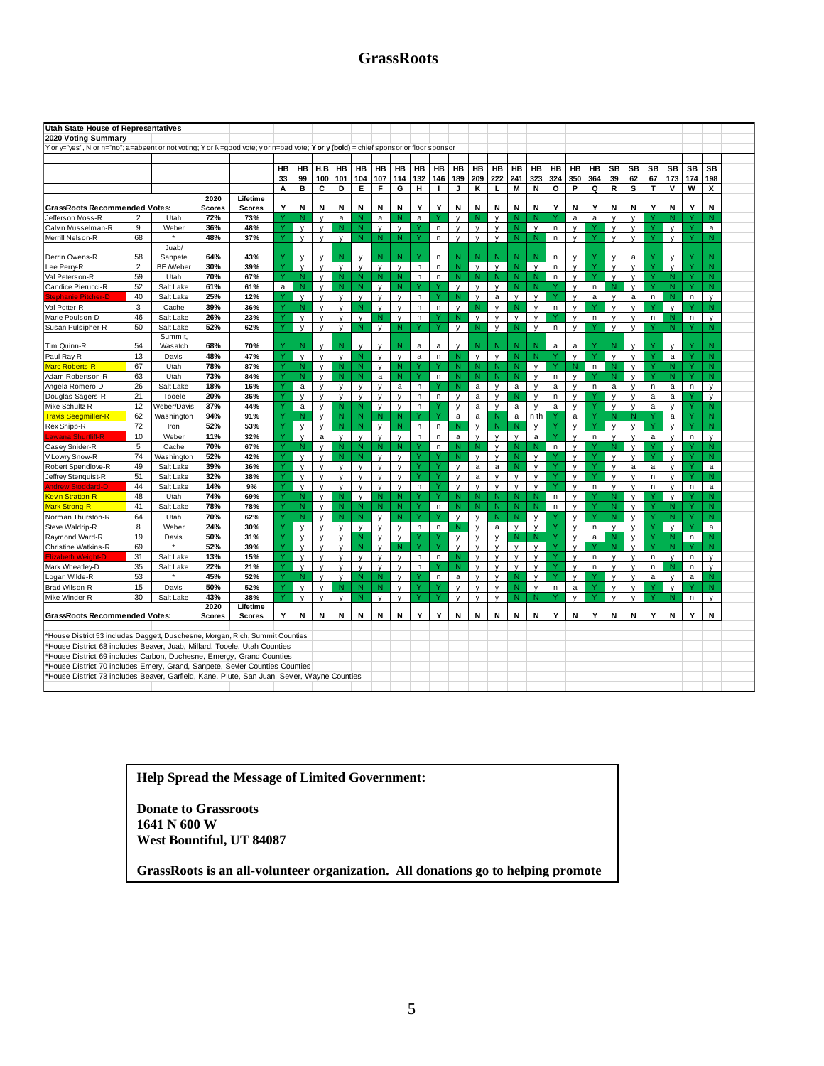# GrassRoots

**Utah State House of Representatives**

**2020 Voting Summary**

Y or y="yes", N or n="no"; a=absent or not voting; Y or N=good vote; y or n=bad vote; **Y or y (bold)** = chief sponsor or floor sponsor

| | | | | | HB 33 | HB 99 | H.B 100 | HB 101 | HB 104 | HB 107 | HB 114 | HB 132 | HB 146 | HB 189 | HB 209 | HB 222 | HB 241 | HB 323 | HB 324 | HB 350 | HB 364 | SB 39 | SB 62 | SB 67 | SB 173 | SB 174 | SB 198 |
|---|---|---|---|---|---|---|---|---|---|---|---|---|---|---|---|---|---|---|---|---|---|---|---|---|---|---|---|
| | | | | | A | B | C | D | E | F | G | H | I | J | K | L | M | N | O | P | Q | R | S | T | V | W | X |
| **GrassRoots Recommended Votes:** | | | **2020 Scores** | **Lifetime Scores** | Y | N | N | N | N | N | N | Y | Y | N | N | N | N | N | Y | N | Y | N | N | Y | N | Y | N |
| Jefferson Moss-R | 2 | Utah | 72% | 73% | Y | N | y | a | N | a | N | a | Y | y | N | y | N | N | Y | a | a | y | y | Y | N | Y | N |
| Calvin Musselman-R | 9 | Weber | 36% | 48% | Y | y | y | N | N | y | y | Y | n | y | y | y | N | y | n | y | Y | y | y | Y | y | Y | a |
| Merrill Nelson-R | 68 | * | 48% | 37% | Y | y | y | y | N | N | N | Y | n | y | y | y | N | N | n | y | Y | y | y | Y | y | Y | N |
| Derrin Owens-R | 58 | Juab/ Sanpete | 64% | 43% | Y | y | y | N | y | N | N | Y | n | N | N | N | N | N | n | y | Y | y | a | Y | y | Y | N |
| Lee Perry-R | 2 | BE /Weber | 30% | 39% | Y | y | y | y | y | y | y | n | n | N | y | y | N | y | n | y | Y | y | y | Y | y | Y | N |
| Val Peterson-R | 59 | Utah | 70% | 67% | Y | N | y | N | N | N | N | n | n | N | N | N | N | N | n | y | Y | y | y | Y | N | Y | N |
| Candice Pierucci-R | 52 | Salt Lake | 61% | 61% | a | N | y | N | N | y | N | Y | Y | y | y | y | N | N | Y | y | n | N | y | Y | N | Y | N |
| Stephanie Pitcher-D | 40 | Salt Lake | 25% | 12% | Y | y | y | y | y | y | y | n | Y | N | y | a | y | y | Y | y | a | y | a | n | N | n | y |
| Val Potter-R | 3 | Cache | 39% | 36% | Y | N | y | y | N | y | y | n | n | y | N | y | N | y | n | y | Y | y | y | Y | y | Y | N |
| Marie Poulson-D | 46 | Salt Lake | 26% | 23% | Y | y | y | y | y | N | y | n | Y | N | y | y | y | y | Y | y | n | y | y | n | N | n | y |
| Susan Pulsipher-R | 50 | Salt Lake | 52% | 62% | Y | y | y | y | N | y | N | Y | Y | y | N | y | N | y | n | y | Y | y | y | Y | N | Y | N |
| Tim Quinn-R | 54 | Summit, Wasatch | 68% | 70% | Y | N | y | N | y | y | N | a | a | y | N | N | N | N | a | a | Y | N | y | Y | y | Y | N |
| Paul Ray-R | 13 | Davis | 48% | 47% | Y | y | y | y | N | y | y | a | n | N | y | y | N | N | Y | y | Y | y | y | Y | a | Y | N |
| Marc Roberts-R | 67 | Utah | 78% | 87% | Y | N | y | N | N | y | N | Y | Y | N | N | N | N | y | Y | N | n | N | y | Y | N | Y | N |
| Adam Robertson-R | 63 | Utah | 73% | 84% | Y | N | y | N | N | a | N | Y | n | N | N | N | N | y | n | y | Y | N | y | Y | N | Y | N |
| Angela Romero-D | 26 | Salt Lake | 18% | 16% | Y | a | y | y | y | y | a | n | Y | N | a | y | a | y | a | y | n | a | y | n | a | n | y |
| Douglas Sagers-R | 21 | Tooele | 20% | 36% | Y | y | y | y | y | y | y | n | n | y | a | y | N | y | n | y | Y | y | y | a | a | Y | y |
| Mike Schultz-R | 12 | Weber/Davis | 37% | 44% | Y | a | y | N | N | y | y | n | Y | y | a | y | a | y | a | y | Y | y | y | a | y | Y | N |
| Travis Seegmiller-R | 62 | Washington | 94% | 91% | Y | N | y | N | N | N | N | Y | Y | a | a | N | a | n th | Y | a | Y | N | N | Y | a | Y | N |
| Rex Shipp-R | 72 | Iron | 52% | 53% | Y | y | y | N | N | y | N | n | n | N | y | N | N | y | Y | y | Y | y | y | Y | y | Y | N |
| Lawanna Shurtliff-R | 10 | Weber | 11% | 32% | Y | y | a | y | y | y | y | n | n | a | y | y | y | a | Y | y | n | y | y | a | y | n | y |
| Casey Snider-R | 5 | Cache | 70% | 67% | Y | N | y | N | N | N | N | Y | n | N | N | y | N | N | n | y | Y | N | y | Y | y | Y | N |
| V Lowry Snow-R | 74 | Washington | 52% | 42% | Y | y | y | N | N | y | y | Y | Y | N | y | y | N | y | Y | y | Y | y | y | Y | y | Y | N |
| Robert Spendlove-R | 49 | Salt Lake | 39% | 36% | Y | y | y | y | y | y | y | Y | Y | y | a | a | N | y | Y | y | Y | y | a | a | y | Y | a |
| Jeffrey Stenquist-R | 51 | Salt Lake | 32% | 38% | Y | y | y | y | y | y | y | Y | Y | y | a | y | y | y | Y | y | Y | y | y | n | y | Y | N |
| Andrew Stoddard-D | 44 | Salt Lake | 14% | 9% | Y | y | y | y | y | y | y | n | Y | y | y | y | y | y | Y | y | n | y | y | n | y | n | a |
| Kevin Stratton-R | 48 | Utah | 74% | 69% | Y | N | y | N | y | N | N | Y | Y | N | N | N | N | N | n | y | Y | N | y | Y | y | Y | N |
| Mark Strong-R | 41 | Salt Lake | 78% | 78% | Y | N | y | N | N | N | N | Y | n | N | N | N | N | N | n | y | Y | N | y | Y | N | Y | N |
| Norman Thurston-R | 64 | Utah | 70% | 62% | Y | N | y | N | N | y | N | Y | Y | y | y | N | N | y | Y | y | Y | N | y | Y | N | Y | N |
| Steve Waldrip-R | 8 | Weber | 24% | 30% | Y | y | y | y | y | y | y | n | n | N | y | a | y | y | Y | y | n | y | y | Y | y | Y | a |
| Raymond Ward-R | 19 | Davis | 50% | 31% | Y | y | y | y | N | y | y | Y | Y | y | y | y | N | N | Y | y | a | N | y | Y | N | n | N |
| Christine Watkins-R | 69 | * | 52% | 39% | Y | y | y | y | N | y | N | Y | Y | y | y | y | y | y | Y | y | Y | N | y | Y | N | Y | N |
| Elizabeth Weight-D | 31 | Salt Lake | 13% | 15% | Y | y | y | y | y | y | y | n | n | N | y | y | y | y | Y | y | n | y | y | n | y | n | y |
| Mark Wheatley-D | 35 | Salt Lake | 22% | 21% | Y | y | y | y | y | y | y | n | Y | N | y | y | y | y | Y | y | n | y | y | n | N | n | y |
| Logan Wilde-R | 53 | * | 45% | 52% | Y | N | y | y | N | N | y | Y | n | a | y | y | N | y | Y | y | Y | y | y | a | y | a | N |
| Brad Wilson-R | 15 | Davis | 50% | 52% | Y | y | y | N | N | N | y | Y | Y | y | y | y | N | y | n | a | Y | y | y | Y | y | Y | N |
| Mike Winder-R | 30 | Salt Lake | 43% | 38% | Y | y | y | y | N | y | y | Y | Y | y | y | y | N | N | Y | y | Y | y | y | Y | N | n | y |
| **GrassRoots Recommended Votes:** | | | **2020 Scores** | **Lifetime Scores** | Y | N | N | N | N | N | N | Y | Y | N | N | N | N | N | Y | N | Y | N | N | Y | N | Y | N |

*House District 53 includes Daggett, Duschesne, Morgan, Rich, Summit Counties

*House District 68 includes Beaver, Juab, Millard, Tooele, Utah Counties

*House District 69 includes Carbon, Duchesne, Emery, Grand Counties

*House District 70 includes Emery, Grand, Sanpete, Sevier Counties Counties

*House District 73 includes Beaver, Garfield, Kane, Piute, San Juan, Sevier, Wayne Counties

**Help Spread the Message of Limited Government:**

**Donate to Grassroots**
**1641 N 600 W**
**West Bountiful, UT 84087**

**GrassRoots is an all-volunteer organization. All donations go to helping promote**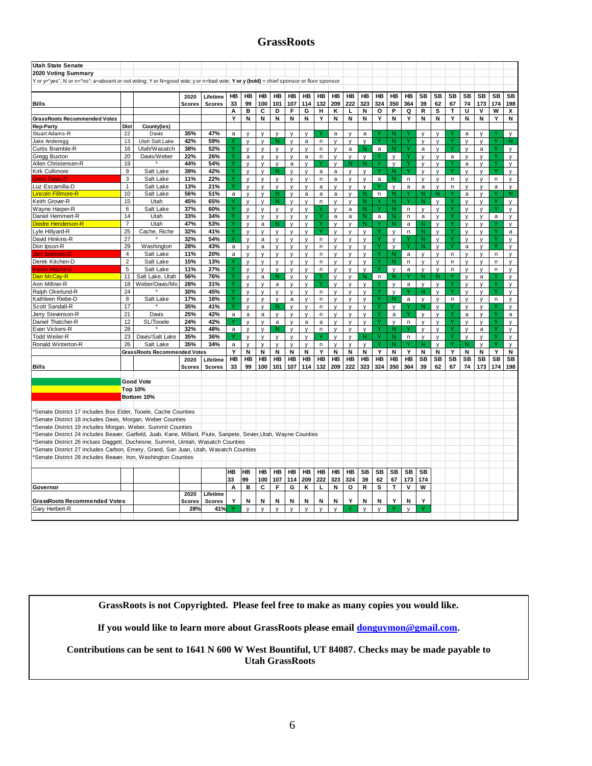## GrassRoots

**Utah State Senate**
**2020 Voting Summary**

Y or y="yes", N or n="no"; a=absent or not voting; Y or N=good vote; y or n=bad vote; **Y or y (bold)** = chief sponsor or floor sponsor

| Bills | | | 2020 Scores | Lifetime Scores | HB 33 | HB 99 | HB 100 | HB 101 | HB 107 | HB 114 | HB 132 | HB 209 | HB 222 | HB 323 | HB 324 | HB 350 | HB 364 | SB 39 | SB 62 | SB 67 | SB 74 | SB 173 | SB 174 | SB 198 |
|---|---|---|---|---|---|---|---|---|---|---|---|---|---|---|---|---|---|---|---|---|---|---|---|---|
| | | | | | A | B | C | D | F | G | H | K | L | N | O | P | Q | R | S | T | U | V | W | X |
| GrassRoots Recommended Votes | | | | | Y | N | N | N | N | N | Y | N | N | N | Y | N | Y | N | N | Y | N | N | Y | N |
| Rep-Party | Dist | County(ies) | | | | | | | | | | | | | | | | | | | | | | |
| Stuart Adams-R | 22 | Davis | 35% | 47% | a | y | y | y | y | y | Y | a | y | a | Y | N | Y | y | y | Y | a | y | Y | y |
| Jake Anderegg | 13 | Utah Salt Lake | 42% | 59% | Y | y | y | N | y | a | n | y | y | y | Y | N | Y | y | y | Y | y | y | Y | N |
| Curtis Bramble-R | 16 | Utah/Wasatch | 38% | 52% | Y | y | y | y | y | y | n | y | a | N | a | N | Y | a | y | Y | y | a | Y | y |
| Gregg Buxton | 20 | Davis/Weber | 22% | 26% | Y | a | y | y | y | a | n | y | y | y | Y | y | Y | y | y | a | y | y | Y | y |
| Allen Christensen-R | 19 | * | 44% | 54% | Y | y | y | y | a | y | Y | y | N | N | Y | y | Y | y | y | Y | a | y | Y | y |
| Kirk Cullimore | 9 | Salt Lake | 39% | 42% | Y | y | y | N | y | y | a | a | y | y | Y | N | Y | y | y | Y | y | y | Y | y |
| Gene Davis-D | 3 | Salt Lake | 11% | 22% | Y | y | y | y | y | y | n | a | y | y | a | N | n | y | y | n | y | y | n | y |
| Luz Escamilla-D | 1 | Salt Lake | 13% | 21% | Y | y | y | y | y | y | a | y | y | y | Y | y | a | a | y | n | y | y | a | y |
| Lincoln Fillmore-R | 10 | Salt Lake | 56% | 51% | a | y | y | N | y | a | a | a | y | N | n | N | Y | N | N | Y | a | y | Y | N |
| Keith Grover-R | 15 | Utah | 45% | 65% | Y | y | y | N | y | y | n | y | y | N | Y | N | Y | N | y | Y | y | y | Y | y |
| Wayne Harper-R | 6 | Salt Lake | 37% | 60% | Y | y | y | y | y | y | Y | y | a | N | Y | N | n | y | y | Y | y | y | Y | y |
| Daniel Hemmert-R | 14 | Utah | 33% | 34% | Y | y | y | y | y | y | Y | a | a | N | a | N | n | a | y | Y | y | y | a | y |
| Diedre Henderson-R | 7 | Utah | 47% | 53% | Y | y | a | N | y | y | Y | y | y | N | Y | N | a | N | y | Y | y | y | Y | y |
| Lyle Hillyard-R | 25 | Cache, Riche | 32% | 41% | Y | y | y | y | y | y | Y | y | y | y | Y | y | n | N | y | Y | y | y | Y | a |
| David Hinkins-R | 27 | * | 32% | 54% | Y | y | a | y | y | y | n | y | y | y | Y | y | Y | N | y | Y | y | y | Y | y |
| Don Ipson-R | 29 | Washington | 28% | 43% | a | y | a | y | y | y | n | y | y | y | Y | y | Y | N | y | Y | a | y | Y | y |
| Jani Iwamoto-D | 4 | Salt Lake | 11% | 20% | a | y | y | y | y | y | n | y | y | y | Y | N | a | y | y | n | y | y | n | y |
| Derek Kitchen-D | 2 | Salt Lake | 15% | 13% | Y | y | y | y | y | y | n | y | y | y | Y | N | n | y | y | n | y | y | n | y |
| Karen Mayne-D | 5 | Salt Lake | 11% | 27% | Y | y | y | y | y | y | n | y | y | y | Y | y | a | y | y | n | y | y | n | y |
| Dan McCay-R | 11 | Salt Lake, Utah | 56% | 76% | Y | y | a | N | y | y | Y | y | y | N | n | N | Y | N | N | Y | y | a | Y | y |
| Ann Millner-R | 18 | Weber/Davis/Mo | 28% | 31% | Y | y | y | a | y | y | Y | y | y | y | Y | y | a | y | y | Y | y | y | Y | y |
| Ralph Okerlund-R | 24 | * | 30% | 45% | Y | y | y | y | y | y | n | y | y | y | Y | y | Y | N | y | Y | y | y | Y | y |
| Kathleen Riebe-D | 8 | Salt Lake | 17% | 16% | Y | y | y | y | a | y | n | y | y | y | Y | N | a | y | y | n | y | y | n | y |
| Scott Sandall-R | 17 | * | 35% | 41% | Y | y | y | N | y | y | n | y | y | y | Y | y | Y | N | y | Y | y | y | Y | y |
| Jerry Stevenson-R | 21 | Davis | 25% | 42% | a | a | a | y | y | y | n | y | y | y | Y | a | Y | y | y | Y | a | y | Y | a |
| Daniel Thatcher-R | 12 | SL/Tooele | 24% | 42% | Y | y | y | a | y | a | a | y | y | y | Y | y | n | y | y | Y | y | y | Y | y |
| Evan Vickers-R | 28 | * | 32% | 48% | a | y | y | N | y | y | n | y | y | y | Y | N | Y | y | y | Y | y | a | Y | y |
| Todd Weiler-R | 23 | Davis/Salt Lake | 35% | 36% | Y | y | y | y | y | y | Y | y | y | N | Y | N | n | y | y | Y | y | y | Y | y |
| Ronald Winterton-R | 26 | Salt Lake | 35% | 34% | a | y | y | y | y | y | n | y | y | y | Y | N | Y | N | y | Y | N | y | Y | y |
| | GrassRoots Recommended Votes | | | | Y | N | N | N | N | N | Y | N | N | N | Y | N | Y | N | N | Y | N | N | Y | N |
| Bills | | | 2020 Scores | Lifetime Scores | HB 33 | HB 99 | HB 100 | HB 101 | HB 107 | HB 114 | HB 132 | HB 209 | HB 222 | HB 323 | HB 324 | HB 350 | HB 364 | SB 39 | SB 62 | SB 67 | SB 74 | SB 173 | SB 174 | SB 198 |

Good Vote (green)
Top 10% (yellow)
Bottom 10% (red)

*Senate District 17 includes Box Elder, Tooele, Cache Counties
*Senate District 18 includes Davis, Morgan, Weber Counties
*Senate District 19 includes Morgan, Weber, Summit Counties
*Senate District 24 includes Beaver, Garfield, Juab, Kane, Millard, Piute, Sanpete, Sevier,Utah, Wayne Counties
*Senate District 26 inclues Daggett, Duchesne, Summit, Uintah, Wasatch Counties
*Senate District 27 includes Carbon, Emery, Grand, San Juan, Utah, Wasatch Counties
*Senate District 28 includes Beaver, Iron, Washington Counties

| Governor | 2020 Scores | Lifetime Scores | HB 33 | HB 99 | HB 100 | HB 107 | HB 114 | HB 209 | HB 222 | HB 323 | HB 324 | SB 39 | SB 62 | SB 67 | SB 173 | SB 174 |
|---|---|---|---|---|---|---|---|---|---|---|---|---|---|---|---|---|
| | | | A | B | C | F | G | K | L | N | O | R | S | T | V | W |
| GrassRoots Recommended Votes | | | Y | N | N | N | N | N | N | N | Y | N | N | Y | N | Y |
| Gary Herbert-R | 28% | 41% | Y | y | y | y | y | y | y | y | Y | y | y | Y | y | Y |

**GrassRoots is not Copyrighted. Please feel free to make as many copies you would like.**

**If you would like to learn more about GrassRoots please email [donguymon@gmail.com](mailto:donguymon@gmail.com).**

**Contributions can be sent to 1641 N 600 W West Bountiful, UT 84087. Checks may be made payable to Utah GrassRoots**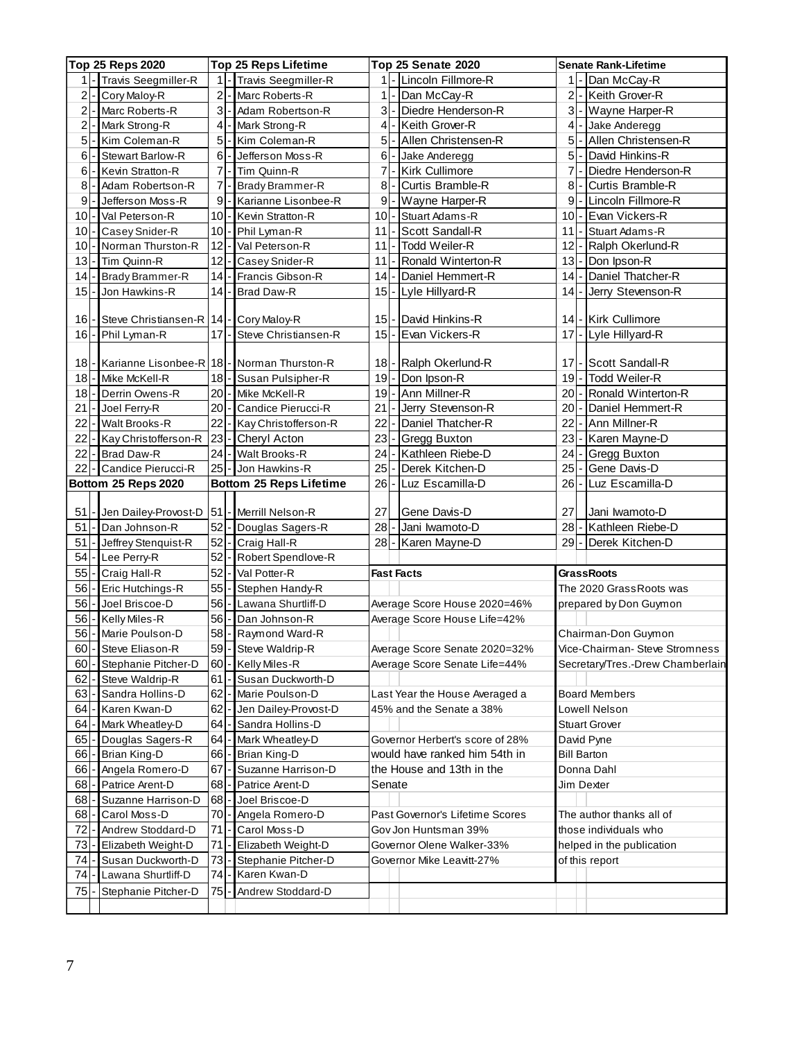| Top 25 Reps 2020 | Top 25 Reps Lifetime | Top 25 Senate 2020 | Senate Rank-Lifetime |
|---|---|---|---|
| 1 - Travis Seegmiller-R | 1 - Travis Seegmiller-R | 1 - Lincoln Fillmore-R | 1 - Dan McCay-R |
| 2 - Cory Maloy-R | 2 - Marc Roberts-R | 1 - Dan McCay-R | 2 - Keith Grover-R |
| 2 - Marc Roberts-R | 3 - Adam Robertson-R | 3 - Diedre Henderson-R | 3 - Wayne Harper-R |
| 2 - Mark Strong-R | 4 - Mark Strong-R | 4 - Keith Grover-R | 4 - Jake Anderegg |
| 5 - Kim Coleman-R | 5 - Kim Coleman-R | 5 - Allen Christensen-R | 5 - Allen Christensen-R |
| 6 - Stewart Barlow-R | 6 - Jefferson Moss-R | 6 - Jake Anderegg | 5 - David Hinkins-R |
| 6 - Kevin Stratton-R | 7 - Tim Quinn-R | 7 - Kirk Cullimore | 7 - Diedre Henderson-R |
| 8 - Adam Robertson-R | 7 - Brady Brammer-R | 8 - Curtis Bramble-R | 8 - Curtis Bramble-R |
| 9 - Jefferson Moss-R | 9 - Karianne Lisonbee-R | 9 - Wayne Harper-R | 9 - Lincoln Fillmore-R |
| 10 - Val Peterson-R | 10 - Kevin Stratton-R | 10 - Stuart Adams-R | 10 - Evan Vickers-R |
| 10 - Casey Snider-R | 10 - Phil Lyman-R | 11 - Scott Sandall-R | 11 - Stuart Adams-R |
| 10 - Norman Thurston-R | 12 - Val Peterson-R | 11 - Todd Weiler-R | 12 - Ralph Okerlund-R |
| 13 - Tim Quinn-R | 12 - Casey Snider-R | 11 - Ronald Winterton-R | 13 - Don Ipson-R |
| 14 - Brady Brammer-R | 14 - Francis Gibson-R | 14 - Daniel Hemmert-R | 14 - Daniel Thatcher-R |
| 15 - Jon Hawkins-R | 14 - Brad Daw-R | 15 - Lyle Hillyard-R | 14 - Jerry Stevenson-R |
| 16 - Steve Christiansen-R | 14 - Cory Maloy-R | 15 - David Hinkins-R | 14 - Kirk Cullimore |
| 16 - Phil Lyman-R | 17 - Steve Christiansen-R | 15 - Evan Vickers-R | 17 - Lyle Hillyard-R |
| 18 - Karianne Lisonbee-R | 18 - Norman Thurston-R | 18 - Ralph Okerlund-R | 17 - Scott Sandall-R |
| 18 - Mike McKell-R | 18 - Susan Pulsipher-R | 19 - Don Ipson-R | 19 - Todd Weiler-R |
| 18 - Derrin Owens-R | 20 - Mike McKell-R | 19 - Ann Millner-R | 20 - Ronald Winterton-R |
| 21 - Joel Ferry-R | 20 - Candice Pierucci-R | 21 - Jerry Stevenson-R | 20 - Daniel Hemmert-R |
| 22 - Walt Brooks-R | 22 - Kay Christofferson-R | 22 - Daniel Thatcher-R | 22 - Ann Millner-R |
| 22 - Kay Christofferson-R | 23 - Cheryl Acton | 23 - Gregg Buxton | 23 - Karen Mayne-D |
| 22 - Brad Daw-R | 24 - Walt Brooks-R | 24 - Kathleen Riebe-D | 24 - Gregg Buxton |
| 22 - Candice Pierucci-R | 25 - Jon Hawkins-R | 25 - Derek Kitchen-D | 25 - Gene Davis-D |
| **Bottom 25 Reps 2020** | **Bottom 25 Reps Lifetime** | 26 - Luz Escamilla-D | 26 - Luz Escamilla-D |
| 51 - Jen Dailey-Provost-D | 51 - Merrill Nelson-R | 27 Gene Davis-D | 27 Jani Iwamoto-D |
| 51 - Dan Johnson-R | 52 - Douglas Sagers-R | 28 - Jani Iwamoto-D | 28 - Kathleen Riebe-D |
| 51 - Jeffrey Stenquist-R | 52 - Craig Hall-R | 28 - Karen Mayne-D | 29 - Derek Kitchen-D |
| 54 - Lee Perry-R | 52 - Robert Spendlove-R | | |
| 55 - Craig Hall-R | 52 - Val Potter-R | **Fast Facts** | **GrassRoots** |
| 56 - Eric Hutchings-R | 55 - Stephen Handy-R | | The 2020 GrassRoots was |
| 56 - Joel Briscoe-D | 56 - Lawana Shurtliff-D | Average Score House 2020=46% | prepared by Don Guymon |
| 56 - Kelly Miles-R | 56 - Dan Johnson-R | Average Score House Life=42% | |
| 56 - Marie Poulson-D | 58 - Raymond Ward-R | | Chairman-Don Guymon |
| 60 - Steve Eliason-R | 59 - Steve Waldrip-R | Average Score Senate 2020=32% | Vice-Chairman- Steve Stromness |
| 60 - Stephanie Pitcher-D | 60 - Kelly Miles-R | Average Score Senate Life=44% | Secretary/Tres.-Drew Chamberlain |
| 62 - Steve Waldrip-R | 61 - Susan Duckworth-D | | |
| 63 - Sandra Hollins-D | 62 - Marie Poulson-D | Last Year the House Averaged a | Board Members |
| 64 - Karen Kwan-D | 62 - Jen Dailey-Provost-D | 45% and the Senate a 38% | Lowell Nelson |
| 64 - Mark Wheatley-D | 64 - Sandra Hollins-D | | Stuart Grover |
| 65 - Douglas Sagers-R | 64 - Mark Wheatley-D | Governor Herbert's score of 28% | David Pyne |
| 66 - Brian King-D | 66 - Brian King-D | would have ranked him 54th in | Bill Barton |
| 66 - Angela Romero-D | 67 - Suzanne Harrison-D | the House and 13th in the | Donna Dahl |
| 68 - Patrice Arent-D | 68 - Patrice Arent-D | Senate | Jim Dexter |
| 68 - Suzanne Harrison-D | 68 - Joel Briscoe-D | | |
| 68 - Carol Moss-D | 70 - Angela Romero-D | Past Governor's Lifetime Scores | The author thanks all of |
| 72 - Andrew Stoddard-D | 71 - Carol Moss-D | Gov Jon Huntsman 39% | those individuals who |
| 73 - Elizabeth Weight-D | 71 - Elizabeth Weight-D | Governor Olene Walker-33% | helped in the publication |
| 74 - Susan Duckworth-D | 73 - Stephanie Pitcher-D | Governor Mike Leavitt-27% | of this report |
| 74 - Lawana Shurtliff-D | 74 - Karen Kwan-D | | |
| 75 - Stephanie Pitcher-D | 75 - Andrew Stoddard-D | | |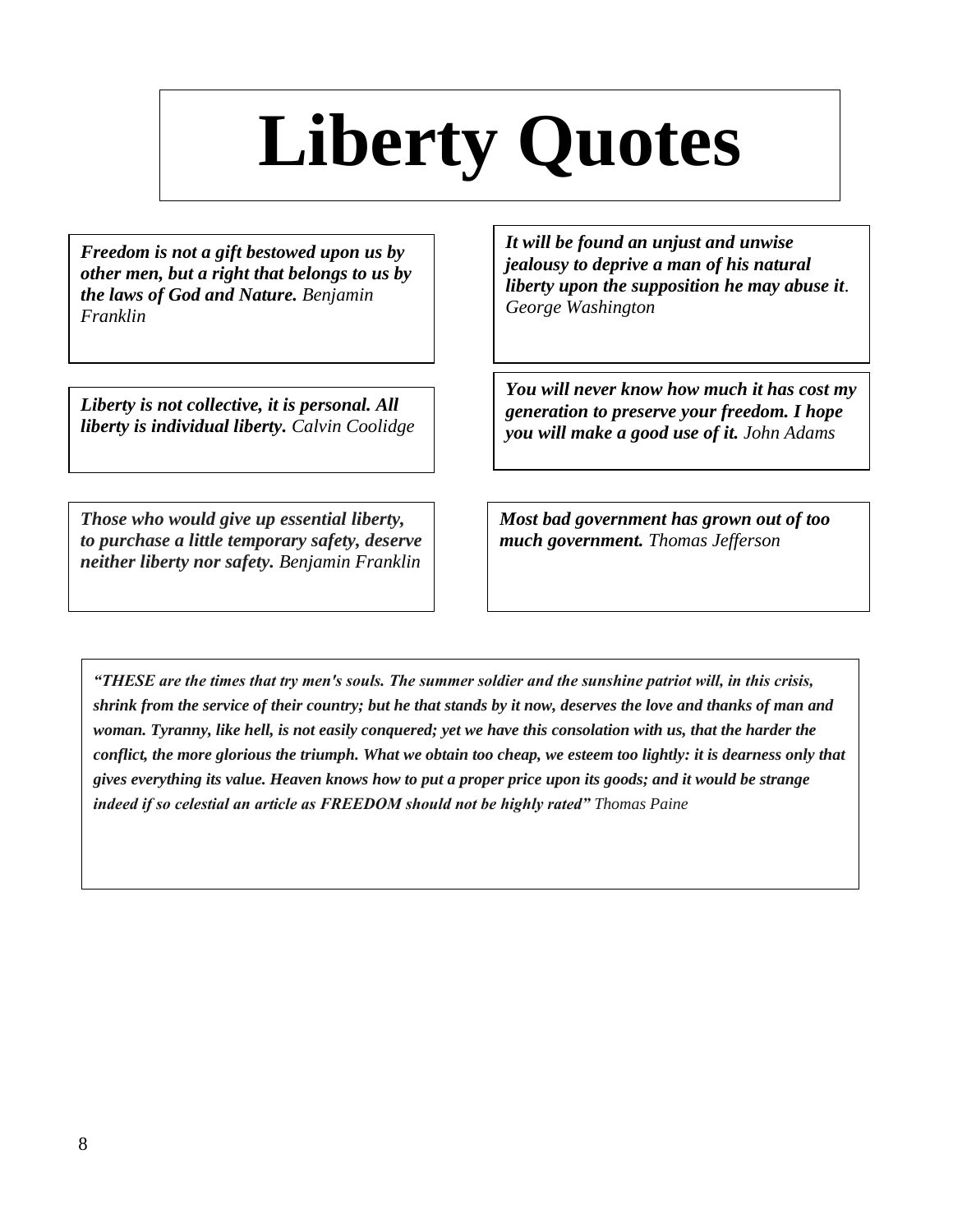# Liberty Quotes

***Freedom is not a gift bestowed upon us by other men, but a right that belongs to us by the laws of God and Nature.*** *Benjamin Franklin*

***It will be found an unjust and unwise jealousy to deprive a man of his natural liberty upon the supposition he may abuse it***. *George Washington*

***Liberty is not collective, it is personal. All liberty is individual liberty.*** *Calvin Coolidge*

***You will never know how much it has cost my generation to preserve your freedom. I hope you will make a good use of it.*** *John Adams*

***Those who would give up essential liberty, to purchase a little temporary safety, deserve neither liberty nor safety.*** *Benjamin Franklin*

***Most bad government has grown out of too much government.*** *Thomas Jefferson*

***"THESE are the times that try men's souls. The summer soldier and the sunshine patriot will, in this crisis, shrink from the service of their country; but he that stands by it now, deserves the love and thanks of man and woman. Tyranny, like hell, is not easily conquered; yet we have this consolation with us, that the harder the conflict, the more glorious the triumph. What we obtain too cheap, we esteem too lightly: it is dearness only that gives everything its value. Heaven knows how to put a proper price upon its goods; and it would be strange indeed if so celestial an article as FREEDOM should not be highly rated"*** *Thomas Paine*